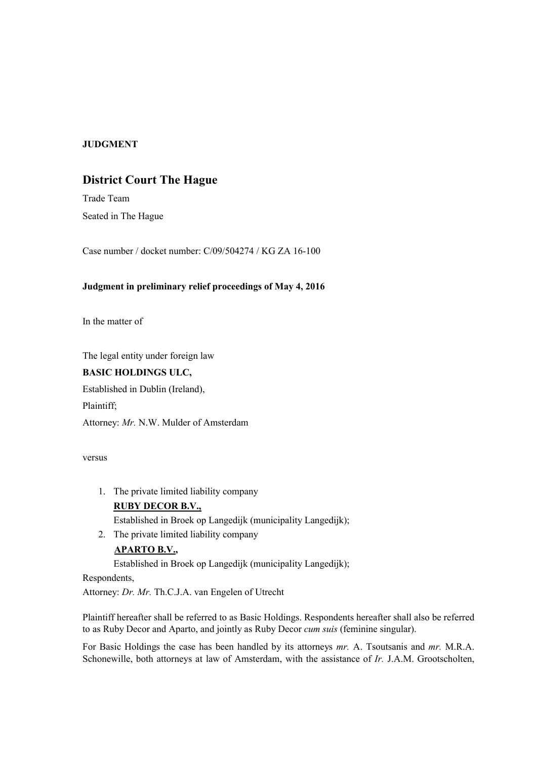**JUDGMENT**

## District Court The Hague

Trade Team

Seated in The Hague

Case number / docket number: C/09/504274 / KG ZA 16-100

**Judgment in preliminary relief proceedings of May 4, 2016**

In the matter of

The legal entity under foreign law

**BASIC HOLDINGS ULC,**

Established in Dublin (Ireland),

Plaintiff;

Attorney: *Mr.* N.W. Mulder of Amsterdam

versus

1. The private limited liability company
   **RUBY DECOR B.V.,**
   Established in Broek op Langedijk (municipality Langedijk);
2. The private limited liability company
   **APARTO B.V.,**
   Established in Broek op Langedijk (municipality Langedijk);

Respondents,

Attorney: *Dr. Mr.* Th.C.J.A. van Engelen of Utrecht

Plaintiff hereafter shall be referred to as Basic Holdings. Respondents hereafter shall also be referred to as Ruby Decor and Aparto, and jointly as Ruby Decor *cum suis* (feminine singular).

For Basic Holdings the case has been handled by its attorneys *mr.* A. Tsoutsanis and *mr.* M.R.A. Schonewille, both attorneys at law of Amsterdam, with the assistance of *Ir.* J.A.M. Grootscholten,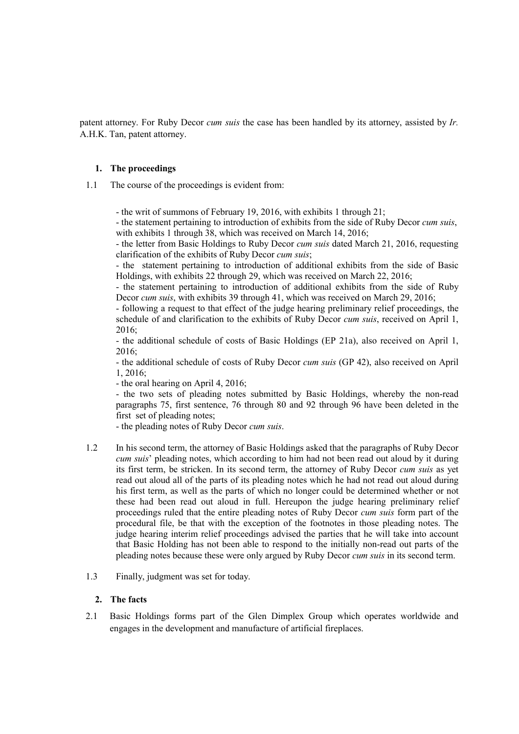patent attorney. For Ruby Decor *cum suis* the case has been handled by its attorney, assisted by *Ir.* A.H.K. Tan, patent attorney.

## 1. The proceedings

1.1 The course of the proceedings is evident from:

- the writ of summons of February 19, 2016, with exhibits 1 through 21;
- the statement pertaining to introduction of exhibits from the side of Ruby Decor *cum suis*, with exhibits 1 through 38, which was received on March 14, 2016;
- the letter from Basic Holdings to Ruby Decor *cum suis* dated March 21, 2016, requesting clarification of the exhibits of Ruby Decor *cum suis*;
- the statement pertaining to introduction of additional exhibits from the side of Basic Holdings, with exhibits 22 through 29, which was received on March 22, 2016;
- the statement pertaining to introduction of additional exhibits from the side of Ruby Decor *cum suis*, with exhibits 39 through 41, which was received on March 29, 2016;
- following a request to that effect of the judge hearing preliminary relief proceedings, the schedule of and clarification to the exhibits of Ruby Decor *cum suis*, received on April 1, 2016;
- the additional schedule of costs of Basic Holdings (EP 21a), also received on April 1, 2016;
- the additional schedule of costs of Ruby Decor *cum suis* (GP 42), also received on April 1, 2016;
- the oral hearing on April 4, 2016;
- the two sets of pleading notes submitted by Basic Holdings, whereby the non-read paragraphs 75, first sentence, 76 through 80 and 92 through 96 have been deleted in the first set of pleading notes;
- the pleading notes of Ruby Decor *cum suis*.

1.2 In his second term, the attorney of Basic Holdings asked that the paragraphs of Ruby Decor *cum suis*' pleading notes, which according to him had not been read out aloud by it during its first term, be stricken. In its second term, the attorney of Ruby Decor *cum suis* as yet read out aloud all of the parts of its pleading notes which he had not read out aloud during his first term, as well as the parts of which no longer could be determined whether or not these had been read out aloud in full. Hereupon the judge hearing preliminary relief proceedings ruled that the entire pleading notes of Ruby Decor *cum suis* form part of the procedural file, be that with the exception of the footnotes in those pleading notes. The judge hearing interim relief proceedings advised the parties that he will take into account that Basic Holding has not been able to respond to the initially non-read out parts of the pleading notes because these were only argued by Ruby Decor *cum suis* in its second term.

1.3 Finally, judgment was set for today.

## 2. The facts

2.1 Basic Holdings forms part of the Glen Dimplex Group which operates worldwide and engages in the development and manufacture of artificial fireplaces.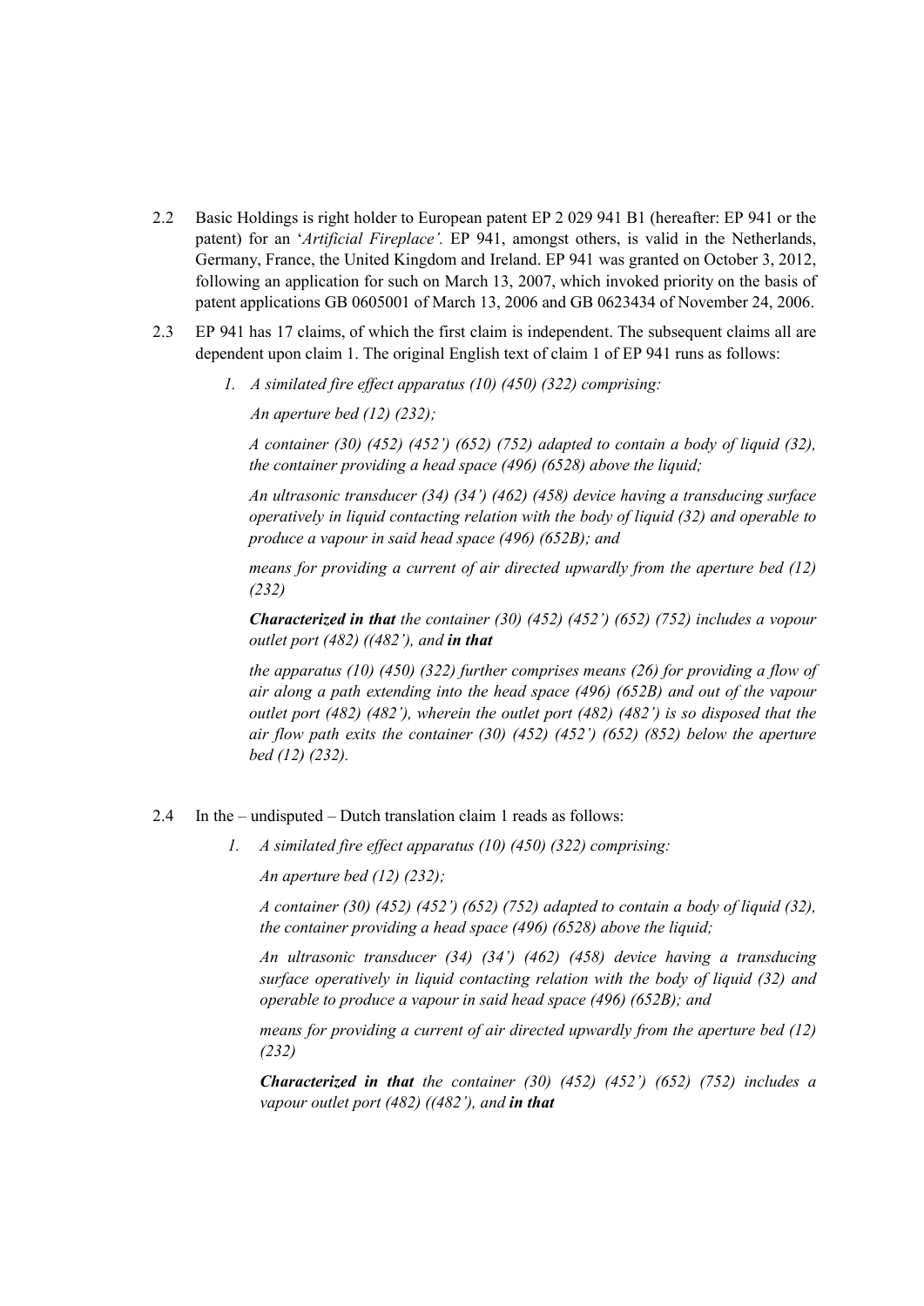2.2 Basic Holdings is right holder to European patent EP 2 029 941 B1 (hereafter: EP 941 or the patent) for an '*Artificial Fireplace'.* EP 941, amongst others, is valid in the Netherlands, Germany, France, the United Kingdom and Ireland. EP 941 was granted on October 3, 2012, following an application for such on March 13, 2007, which invoked priority on the basis of patent applications GB 0605001 of March 13, 2006 and GB 0623434 of November 24, 2006.

2.3 EP 941 has 17 claims, of which the first claim is independent. The subsequent claims all are dependent upon claim 1. The original English text of claim 1 of EP 941 runs as follows:

> *1. A similated fire effect apparatus (10) (450) (322) comprising:*
>
> *An aperture bed (12) (232);*
>
> *A container (30) (452) (452') (652) (752) adapted to contain a body of liquid (32), the container providing a head space (496) (6528) above the liquid;*
>
> *An ultrasonic transducer (34) (34') (462) (458) device having a transducing surface operatively in liquid contacting relation with the body of liquid (32) and operable to produce a vapour in said head space (496) (652B); and*
>
> *means for providing a current of air directed upwardly from the aperture bed (12) (232)*
>
> ***Characterized in that*** *the container (30) (452) (452') (652) (752) includes a vopour outlet port (482) ((482'), and* ***in that***
>
> *the apparatus (10) (450) (322) further comprises means (26) for providing a flow of air along a path extending into the head space (496) (652B) and out of the vapour outlet port (482) (482'), wherein the outlet port (482) (482') is so disposed that the air flow path exits the container (30) (452) (452') (652) (852) below the aperture bed (12) (232).*

2.4 In the – undisputed – Dutch translation claim 1 reads as follows:

> *1. A similated fire effect apparatus (10) (450) (322) comprising:*
>
> *An aperture bed (12) (232);*
>
> *A container (30) (452) (452') (652) (752) adapted to contain a body of liquid (32), the container providing a head space (496) (6528) above the liquid;*
>
> *An ultrasonic transducer (34) (34') (462) (458) device having a transducing surface operatively in liquid contacting relation with the body of liquid (32) and operable to produce a vapour in said head space (496) (652B); and*
>
> *means for providing a current of air directed upwardly from the aperture bed (12) (232)*
>
> ***Characterized in that*** *the container (30) (452) (452') (652) (752) includes a vapour outlet port (482) ((482'), and* ***in that***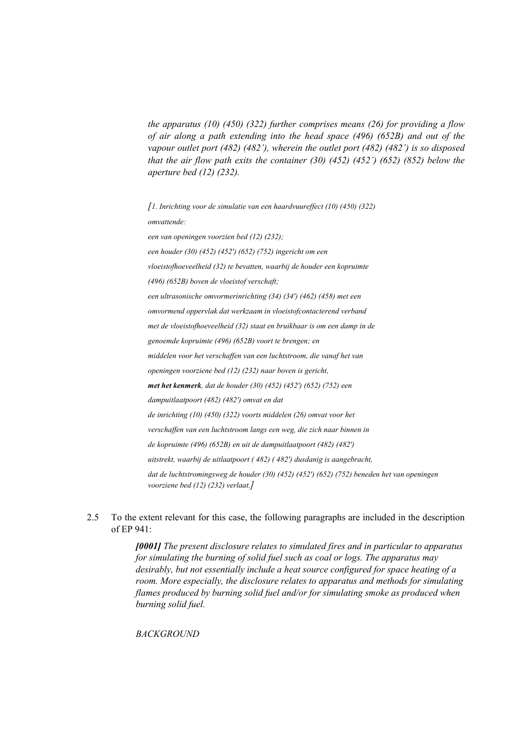*the apparatus (10) (450) (322) further comprises means (26) for providing a flow of air along a path extending into the head space (496) (652B) and out of the vapour outlet port (482) (482'), wherein the outlet port (482) (482') is so disposed that the air flow path exits the container (30) (452) (452') (652) (852) below the aperture bed (12) (232).*

*[1. Inrichting voor de simulatie van een haardvuureffect (10) (450) (322) omvattende:*

*een van openingen voorzien bed (12) (232);*

*een houder (30) (452) (452') (652) (752) ingericht om een vloeistofhoeveelheid (32) te bevatten, waarbij de houder een kopruimte (496) (652B) boven de vloeistof verschaft;*

*een ultrasonische omvormerinrichting (34) (34') (462) (458) met een omvormend oppervlak dat werkzaam in vloeistofcontacterend verband met de vloeistofhoeveelheid (32) staat en bruikbaar is om een damp in de genoemde kopruimte (496) (652B) voort te brengen; en*

*middelen voor het verschaffen van een luchtstroom, die vanaf het van openingen voorziene bed (12) (232) naar boven is gericht,*

***met het kenmerk**, dat de houder (30) (452) (452') (652) (752) een dampuitlaatpoort (482) (482') omvat en dat*

*de inrichting (10) (450) (322) voorts middelen (26) omvat voor het verschaffen van een luchtstroom langs een weg, die zich naar binnen in de kopruimte (496) (652B) en uit de dampuitlaatpoort (482) (482') uitstrekt, waarbij de uitlaatpoort ( 482) ( 482') dusdanig is aangebracht, dat de luchtstromingsweg de houder (30) (452) (452') (652) (752) beneden het van openingen voorziene bed (12) (232) verlaat.]*

2.5 To the extent relevant for this case, the following paragraphs are included in the description of EP 941:

> ***[0001]** The present disclosure relates to simulated fires and in particular to apparatus for simulating the burning of solid fuel such as coal or logs. The apparatus may desirably, but not essentially include a heat source configured for space heating of a room. More especially, the disclosure relates to apparatus and methods for simulating flames produced by burning solid fuel and/or for simulating smoke as produced when burning solid fuel.*
>
> *BACKGROUND*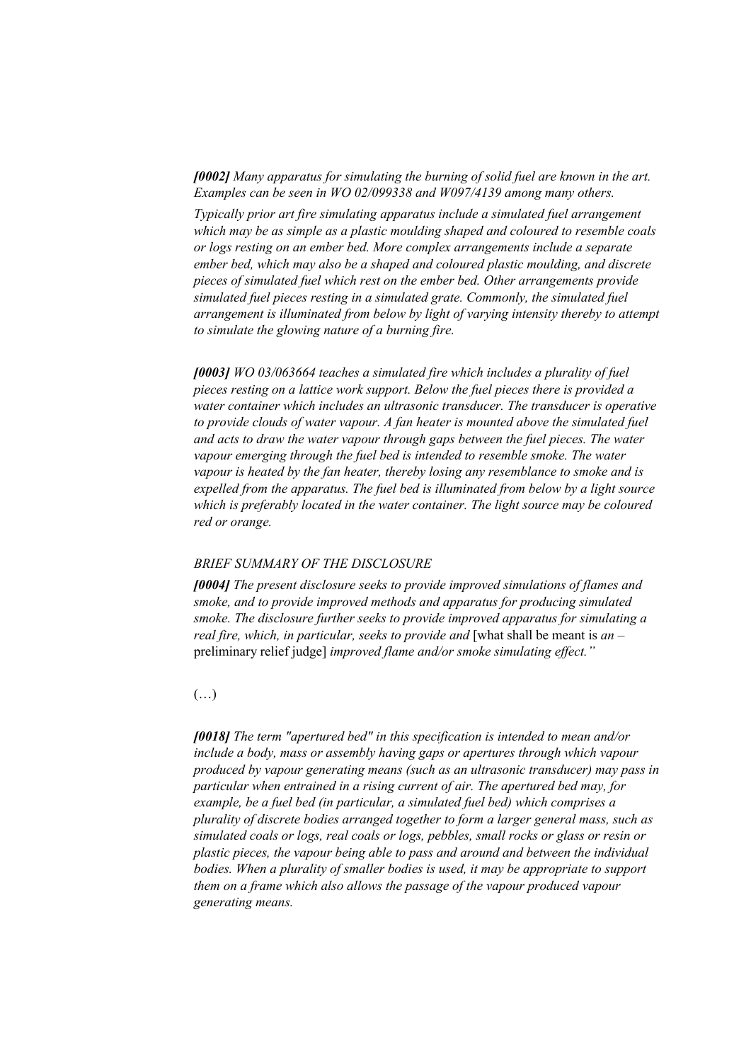*[0002] Many apparatus for simulating the burning of solid fuel are known in the art. Examples can be seen in WO 02/099338 and W097/4139 among many others.*

*Typically prior art fire simulating apparatus include a simulated fuel arrangement which may be as simple as a plastic moulding shaped and coloured to resemble coals or logs resting on an ember bed. More complex arrangements include a separate ember bed, which may also be a shaped and coloured plastic moulding, and discrete pieces of simulated fuel which rest on the ember bed. Other arrangements provide simulated fuel pieces resting in a simulated grate. Commonly, the simulated fuel arrangement is illuminated from below by light of varying intensity thereby to attempt to simulate the glowing nature of a burning fire.*

*[0003] WO 03/063664 teaches a simulated fire which includes a plurality of fuel pieces resting on a lattice work support. Below the fuel pieces there is provided a water container which includes an ultrasonic transducer. The transducer is operative to provide clouds of water vapour. A fan heater is mounted above the simulated fuel and acts to draw the water vapour through gaps between the fuel pieces. The water vapour emerging through the fuel bed is intended to resemble smoke. The water vapour is heated by the fan heater, thereby losing any resemblance to smoke and is expelled from the apparatus. The fuel bed is illuminated from below by a light source which is preferably located in the water container. The light source may be coloured red or orange.*

*BRIEF SUMMARY OF THE DISCLOSURE*

*[0004] The present disclosure seeks to provide improved simulations of flames and smoke, and to provide improved methods and apparatus for producing simulated smoke. The disclosure further seeks to provide improved apparatus for simulating a real fire, which, in particular, seeks to provide and* [what shall be meant is *an* – preliminary relief judge] *improved flame and/or smoke simulating effect."*

(…)

*[0018] The term "apertured bed" in this specification is intended to mean and/or include a body, mass or assembly having gaps or apertures through which vapour produced by vapour generating means (such as an ultrasonic transducer) may pass in particular when entrained in a rising current of air. The apertured bed may, for example, be a fuel bed (in particular, a simulated fuel bed) which comprises a plurality of discrete bodies arranged together to form a larger general mass, such as simulated coals or logs, real coals or logs, pebbles, small rocks or glass or resin or plastic pieces, the vapour being able to pass and around and between the individual bodies. When a plurality of smaller bodies is used, it may be appropriate to support them on a frame which also allows the passage of the vapour produced vapour generating means.*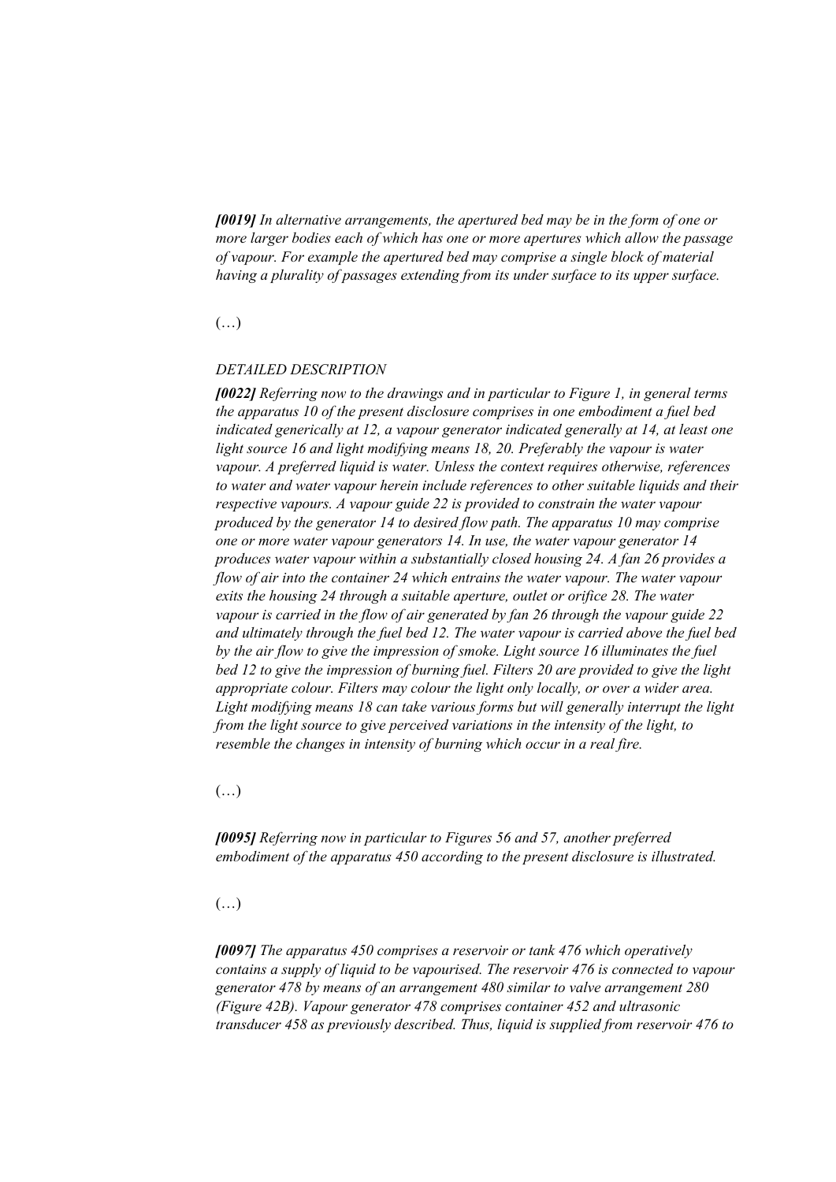***[0019]*** *In alternative arrangements, the apertured bed may be in the form of one or more larger bodies each of which has one or more apertures which allow the passage of vapour. For example the apertured bed may comprise a single block of material having a plurality of passages extending from its under surface to its upper surface.*

(…)

*DETAILED DESCRIPTION*

***[0022]*** *Referring now to the drawings and in particular to Figure 1, in general terms the apparatus 10 of the present disclosure comprises in one embodiment a fuel bed indicated generically at 12, a vapour generator indicated generally at 14, at least one light source 16 and light modifying means 18, 20. Preferably the vapour is water vapour. A preferred liquid is water. Unless the context requires otherwise, references to water and water vapour herein include references to other suitable liquids and their respective vapours. A vapour guide 22 is provided to constrain the water vapour produced by the generator 14 to desired flow path. The apparatus 10 may comprise one or more water vapour generators 14. In use, the water vapour generator 14 produces water vapour within a substantially closed housing 24. A fan 26 provides a flow of air into the container 24 which entrains the water vapour. The water vapour exits the housing 24 through a suitable aperture, outlet or orifice 28. The water vapour is carried in the flow of air generated by fan 26 through the vapour guide 22 and ultimately through the fuel bed 12. The water vapour is carried above the fuel bed by the air flow to give the impression of smoke. Light source 16 illuminates the fuel bed 12 to give the impression of burning fuel. Filters 20 are provided to give the light appropriate colour. Filters may colour the light only locally, or over a wider area. Light modifying means 18 can take various forms but will generally interrupt the light from the light source to give perceived variations in the intensity of the light, to resemble the changes in intensity of burning which occur in a real fire.*

(…)

***[0095]*** *Referring now in particular to Figures 56 and 57, another preferred embodiment of the apparatus 450 according to the present disclosure is illustrated.*

(…)

***[0097]*** *The apparatus 450 comprises a reservoir or tank 476 which operatively contains a supply of liquid to be vapourised. The reservoir 476 is connected to vapour generator 478 by means of an arrangement 480 similar to valve arrangement 280 (Figure 42B). Vapour generator 478 comprises container 452 and ultrasonic transducer 458 as previously described. Thus, liquid is supplied from reservoir 476 to*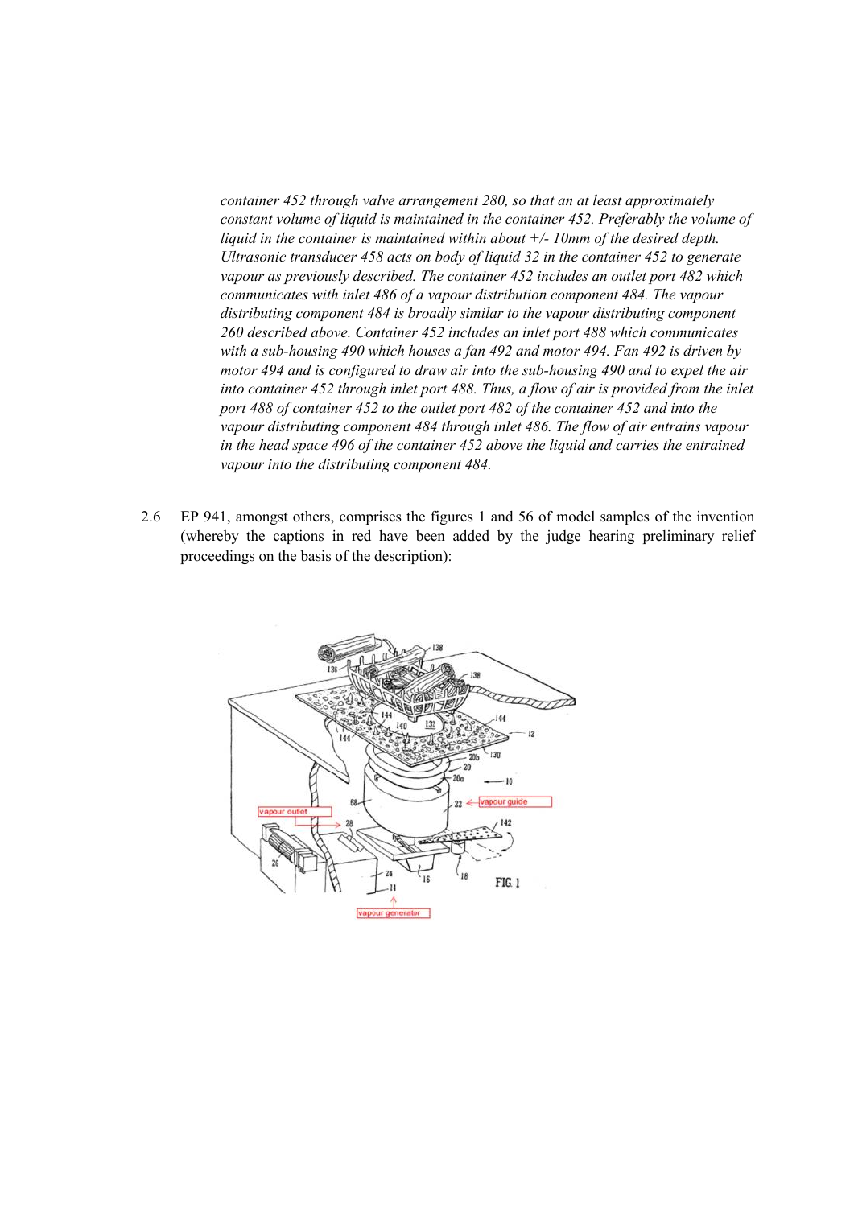*container 452 through valve arrangement 280, so that an at least approximately constant volume of liquid is maintained in the container 452. Preferably the volume of liquid in the container is maintained within about +/- 10mm of the desired depth. Ultrasonic transducer 458 acts on body of liquid 32 in the container 452 to generate vapour as previously described. The container 452 includes an outlet port 482 which communicates with inlet 486 of a vapour distribution component 484. The vapour distributing component 484 is broadly similar to the vapour distributing component 260 described above. Container 452 includes an inlet port 488 which communicates with a sub-housing 490 which houses a fan 492 and motor 494. Fan 492 is driven by motor 494 and is configured to draw air into the sub-housing 490 and to expel the air into container 452 through inlet port 488. Thus, a flow of air is provided from the inlet port 488 of container 452 to the outlet port 482 of the container 452 and into the vapour distributing component 484 through inlet 486. The flow of air entrains vapour in the head space 496 of the container 452 above the liquid and carries the entrained vapour into the distributing component 484.*

2.6 EP 941, amongst others, comprises the figures 1 and 56 of model samples of the invention (whereby the captions in red have been added by the judge hearing preliminary relief proceedings on the basis of the description):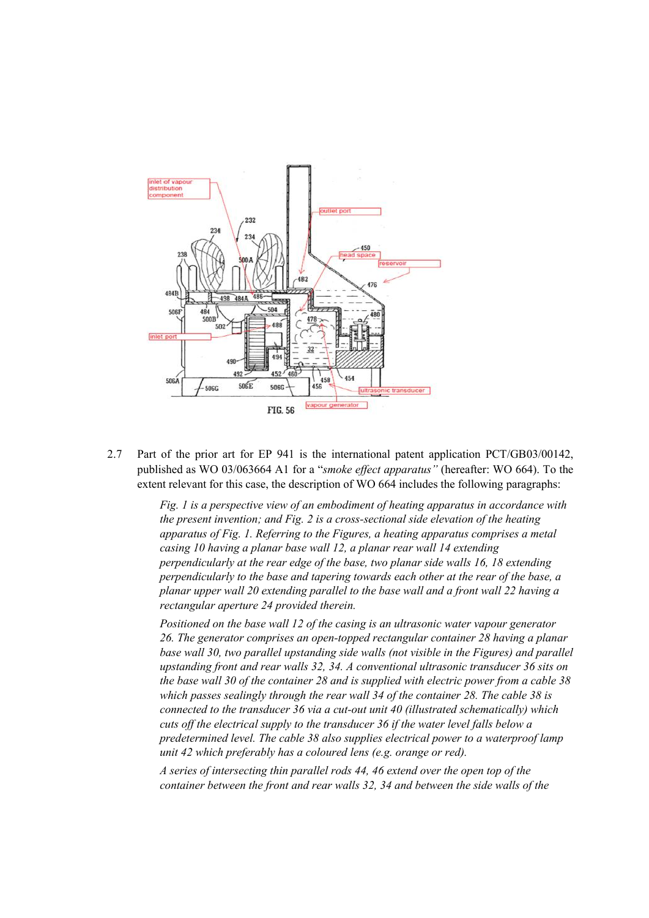FIG. 56

2.7 Part of the prior art for EP 941 is the international patent application PCT/GB03/00142, published as WO 03/063664 A1 for a "*smoke effect apparatus"* (hereafter: WO 664). To the extent relevant for this case, the description of WO 664 includes the following paragraphs:

> *Fig. 1 is a perspective view of an embodiment of heating apparatus in accordance with the present invention; and Fig. 2 is a cross-sectional side elevation of the heating apparatus of Fig. 1. Referring to the Figures, a heating apparatus comprises a metal casing 10 having a planar base wall 12, a planar rear wall 14 extending perpendicularly at the rear edge of the base, two planar side walls 16, 18 extending perpendicularly to the base and tapering towards each other at the rear of the base, a planar upper wall 20 extending parallel to the base wall and a front wall 22 having a rectangular aperture 24 provided therein.*
>
> *Positioned on the base wall 12 of the casing is an ultrasonic water vapour generator 26. The generator comprises an open-topped rectangular container 28 having a planar base wall 30, two parallel upstanding side walls (not visible in the Figures) and parallel upstanding front and rear walls 32, 34. A conventional ultrasonic transducer 36 sits on the base wall 30 of the container 28 and is supplied with electric power from a cable 38 which passes sealingly through the rear wall 34 of the container 28. The cable 38 is connected to the transducer 36 via a cut-out unit 40 (illustrated schematically) which cuts off the electrical supply to the transducer 36 if the water level falls below a predetermined level. The cable 38 also supplies electrical power to a waterproof lamp unit 42 which preferably has a coloured lens (e.g. orange or red).*
>
> *A series of intersecting thin parallel rods 44, 46 extend over the open top of the container between the front and rear walls 32, 34 and between the side walls of the*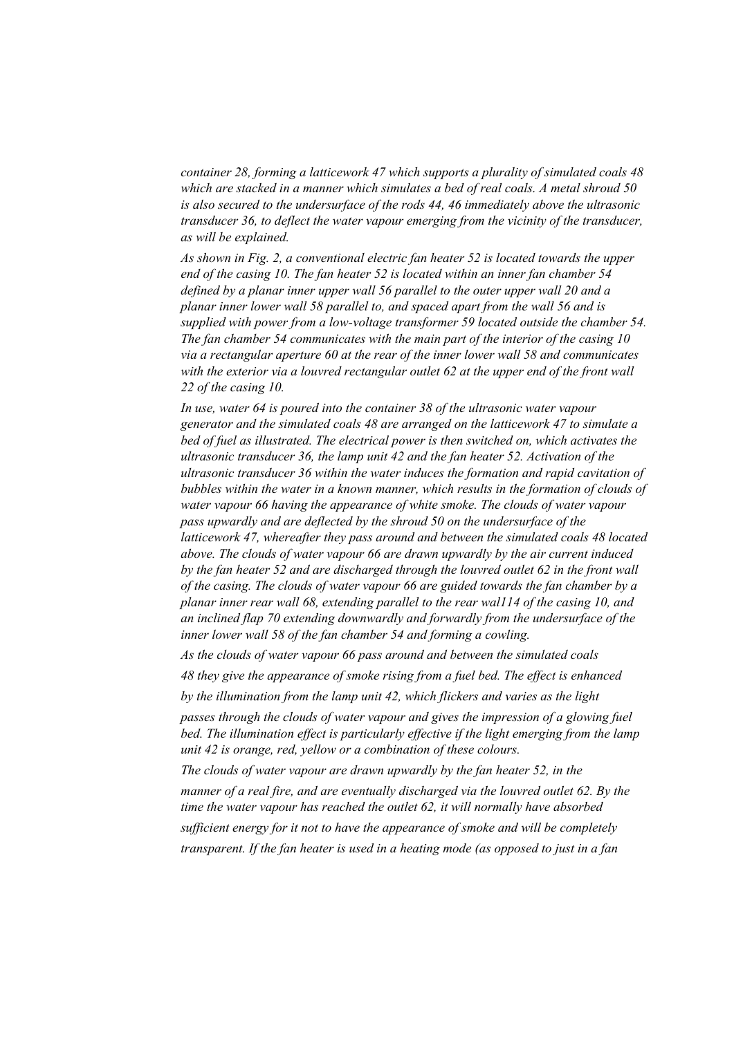*container 28, forming a latticework 47 which supports a plurality of simulated coals 48 which are stacked in a manner which simulates a bed of real coals. A metal shroud 50 is also secured to the undersurface of the rods 44, 46 immediately above the ultrasonic transducer 36, to deflect the water vapour emerging from the vicinity of the transducer, as will be explained.*

*As shown in Fig. 2, a conventional electric fan heater 52 is located towards the upper end of the casing 10. The fan heater 52 is located within an inner fan chamber 54 defined by a planar inner upper wall 56 parallel to the outer upper wall 20 and a planar inner lower wall 58 parallel to, and spaced apart from the wall 56 and is supplied with power from a low-voltage transformer 59 located outside the chamber 54. The fan chamber 54 communicates with the main part of the interior of the casing 10 via a rectangular aperture 60 at the rear of the inner lower wall 58 and communicates with the exterior via a louvred rectangular outlet 62 at the upper end of the front wall 22 of the casing 10.*

*In use, water 64 is poured into the container 38 of the ultrasonic water vapour generator and the simulated coals 48 are arranged on the latticework 47 to simulate a bed of fuel as illustrated. The electrical power is then switched on, which activates the ultrasonic transducer 36, the lamp unit 42 and the fan heater 52. Activation of the ultrasonic transducer 36 within the water induces the formation and rapid cavitation of bubbles within the water in a known manner, which results in the formation of clouds of water vapour 66 having the appearance of white smoke. The clouds of water vapour pass upwardly and are deflected by the shroud 50 on the undersurface of the latticework 47, whereafter they pass around and between the simulated coals 48 located above. The clouds of water vapour 66 are drawn upwardly by the air current induced by the fan heater 52 and are discharged through the louvred outlet 62 in the front wall of the casing. The clouds of water vapour 66 are guided towards the fan chamber by a planar inner rear wall 68, extending parallel to the rear wal114 of the casing 10, and an inclined flap 70 extending downwardly and forwardly from the undersurface of the inner lower wall 58 of the fan chamber 54 and forming a cowling.*

*As the clouds of water vapour 66 pass around and between the simulated coals 48 they give the appearance of smoke rising from a fuel bed. The effect is enhanced by the illumination from the lamp unit 42, which flickers and varies as the light passes through the clouds of water vapour and gives the impression of a glowing fuel bed. The illumination effect is particularly effective if the light emerging from the lamp unit 42 is orange, red, yellow or a combination of these colours.*

*The clouds of water vapour are drawn upwardly by the fan heater 52, in the manner of a real fire, and are eventually discharged via the louvred outlet 62. By the time the water vapour has reached the outlet 62, it will normally have absorbed sufficient energy for it not to have the appearance of smoke and will be completely transparent. If the fan heater is used in a heating mode (as opposed to just in a fan*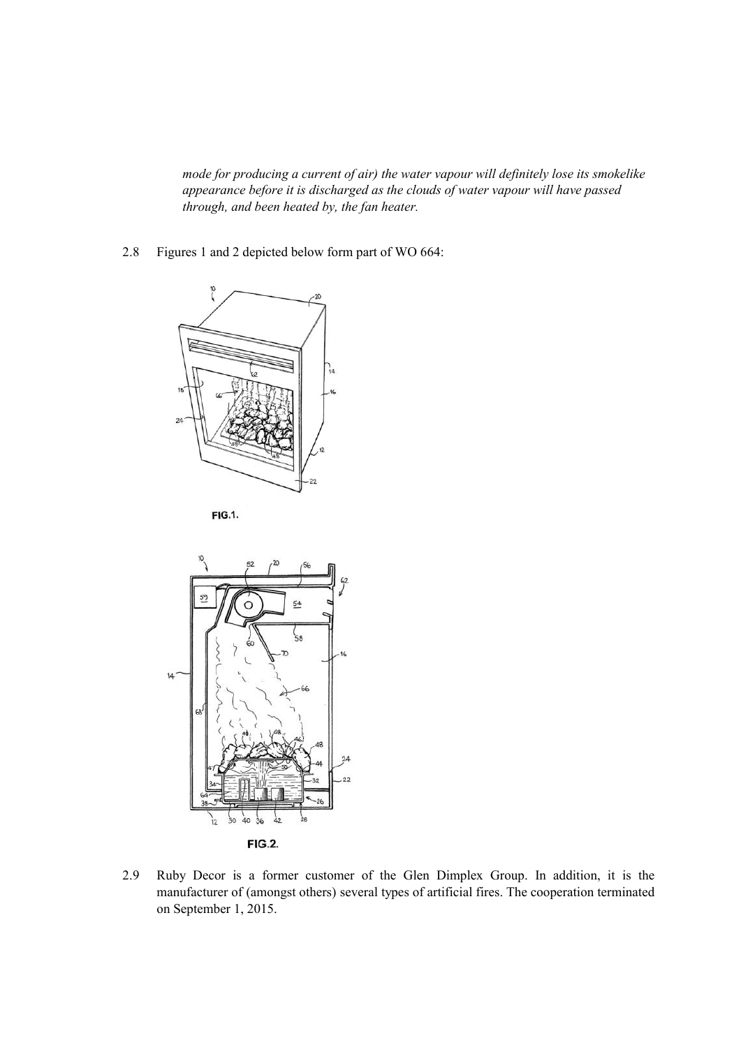*mode for producing a current of air) the water vapour will definitely lose its smokelike appearance before it is discharged as the clouds of water vapour will have passed through, and been heated by, the fan heater.*

2.8 Figures 1 and 2 depicted below form part of WO 664:

FIG.1.

FIG.2.

2.9 Ruby Decor is a former customer of the Glen Dimplex Group. In addition, it is the manufacturer of (amongst others) several types of artificial fires. The cooperation terminated on September 1, 2015.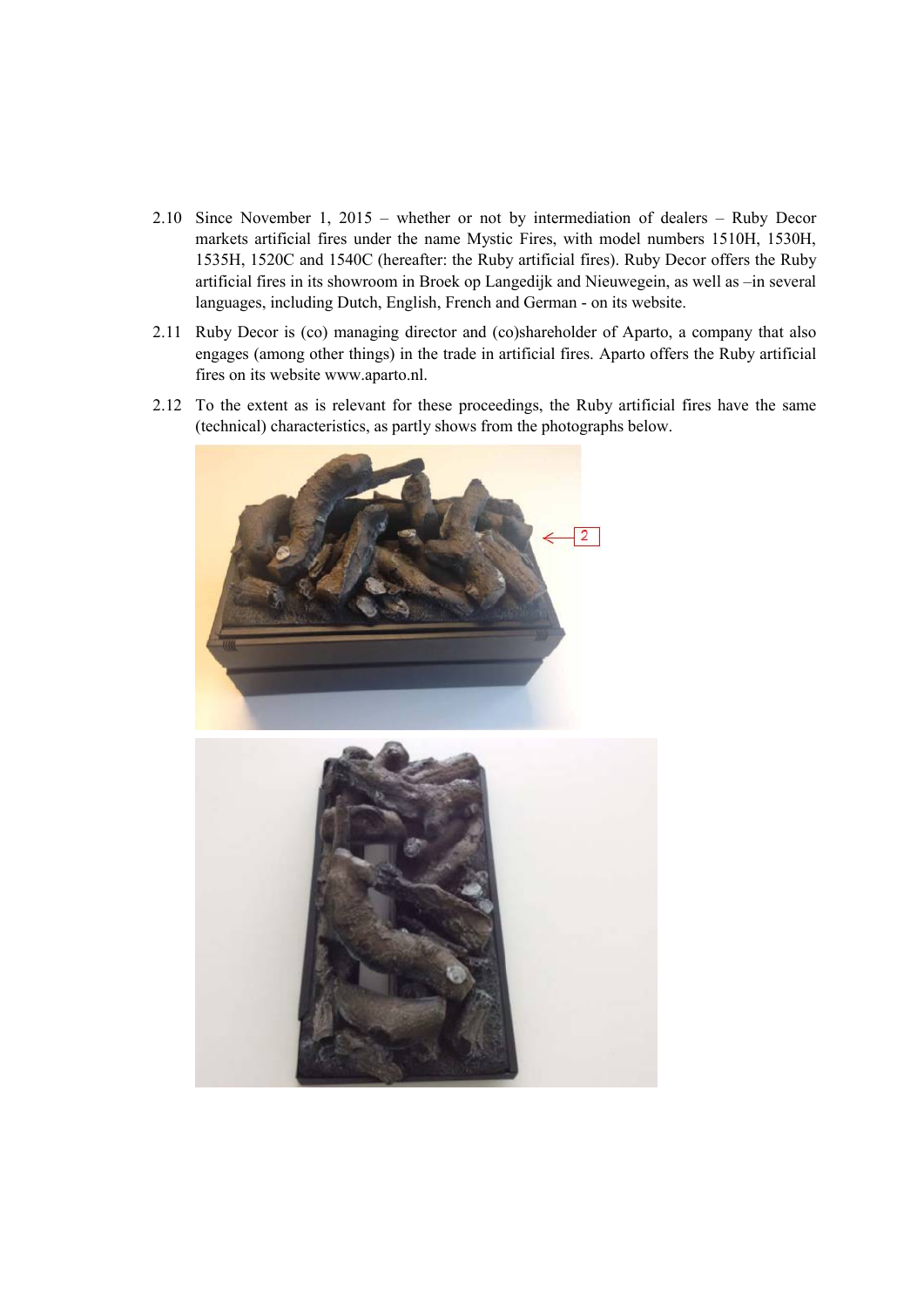2.10 Since November 1, 2015 – whether or not by intermediation of dealers – Ruby Decor markets artificial fires under the name Mystic Fires, with model numbers 1510H, 1530H, 1535H, 1520C and 1540C (hereafter: the Ruby artificial fires). Ruby Decor offers the Ruby artificial fires in its showroom in Broek op Langedijk and Nieuwegein, as well as –in several languages, including Dutch, English, French and German - on its website.

2.11 Ruby Decor is (co) managing director and (co)shareholder of Aparto, a company that also engages (among other things) in the trade in artificial fires. Aparto offers the Ruby artificial fires on its website www.aparto.nl.

2.12 To the extent as is relevant for these proceedings, the Ruby artificial fires have the same (technical) characteristics, as partly shows from the photographs below.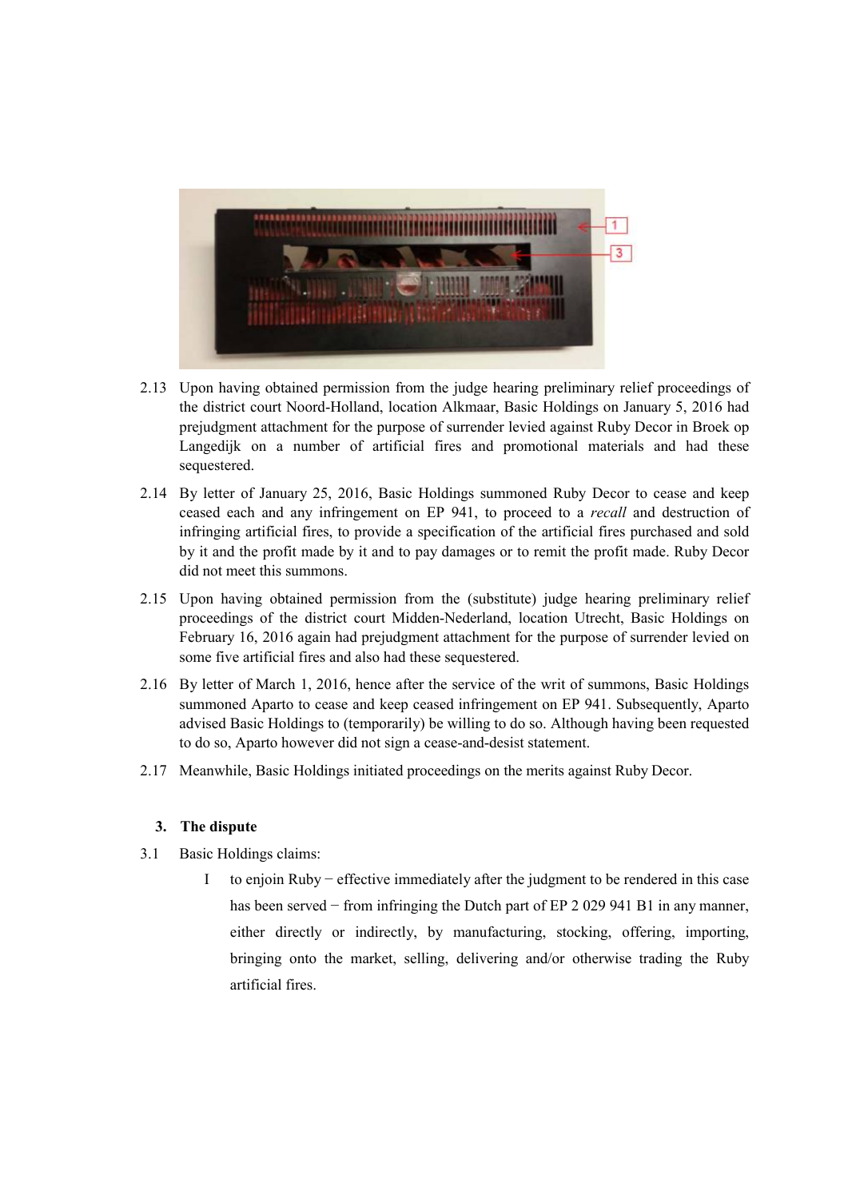2.13 Upon having obtained permission from the judge hearing preliminary relief proceedings of the district court Noord-Holland, location Alkmaar, Basic Holdings on January 5, 2016 had prejudgment attachment for the purpose of surrender levied against Ruby Decor in Broek op Langedijk on a number of artificial fires and promotional materials and had these sequestered.

2.14 By letter of January 25, 2016, Basic Holdings summoned Ruby Decor to cease and keep ceased each and any infringement on EP 941, to proceed to a *recall* and destruction of infringing artificial fires, to provide a specification of the artificial fires purchased and sold by it and the profit made by it and to pay damages or to remit the profit made. Ruby Decor did not meet this summons.

2.15 Upon having obtained permission from the (substitute) judge hearing preliminary relief proceedings of the district court Midden-Nederland, location Utrecht, Basic Holdings on February 16, 2016 again had prejudgment attachment for the purpose of surrender levied on some five artificial fires and also had these sequestered.

2.16 By letter of March 1, 2016, hence after the service of the writ of summons, Basic Holdings summoned Aparto to cease and keep ceased infringement on EP 941. Subsequently, Aparto advised Basic Holdings to (temporarily) be willing to do so. Although having been requested to do so, Aparto however did not sign a cease-and-desist statement.

2.17 Meanwhile, Basic Holdings initiated proceedings on the merits against Ruby Decor.

## 3. The dispute

3.1 Basic Holdings claims:

I to enjoin Ruby − effective immediately after the judgment to be rendered in this case has been served − from infringing the Dutch part of EP 2 029 941 B1 in any manner, either directly or indirectly, by manufacturing, stocking, offering, importing, bringing onto the market, selling, delivering and/or otherwise trading the Ruby artificial fires.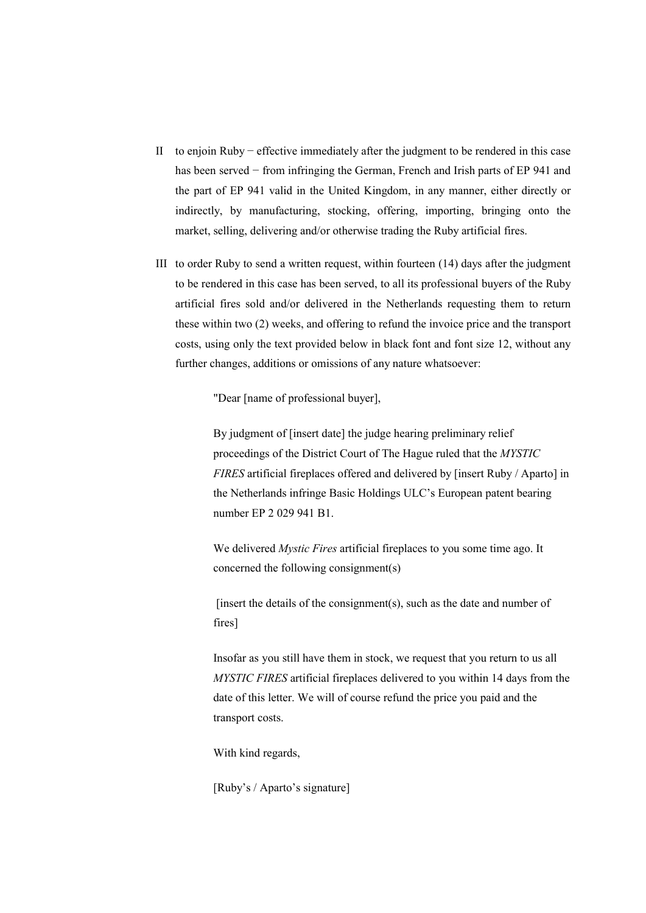II to enjoin Ruby − effective immediately after the judgment to be rendered in this case has been served − from infringing the German, French and Irish parts of EP 941 and the part of EP 941 valid in the United Kingdom, in any manner, either directly or indirectly, by manufacturing, stocking, offering, importing, bringing onto the market, selling, delivering and/or otherwise trading the Ruby artificial fires.

III to order Ruby to send a written request, within fourteen (14) days after the judgment to be rendered in this case has been served, to all its professional buyers of the Ruby artificial fires sold and/or delivered in the Netherlands requesting them to return these within two (2) weeks, and offering to refund the invoice price and the transport costs, using only the text provided below in black font and font size 12, without any further changes, additions or omissions of any nature whatsoever:

> "Dear [name of professional buyer],
>
> By judgment of [insert date] the judge hearing preliminary relief proceedings of the District Court of The Hague ruled that the *MYSTIC FIRES* artificial fireplaces offered and delivered by [insert Ruby / Aparto] in the Netherlands infringe Basic Holdings ULC's European patent bearing number EP 2 029 941 B1.
>
> We delivered *Mystic Fires* artificial fireplaces to you some time ago. It concerned the following consignment(s)
>
> [insert the details of the consignment(s), such as the date and number of fires]
>
> Insofar as you still have them in stock, we request that you return to us all *MYSTIC FIRES* artificial fireplaces delivered to you within 14 days from the date of this letter. We will of course refund the price you paid and the transport costs.
>
> With kind regards,
>
> [Ruby's / Aparto's signature]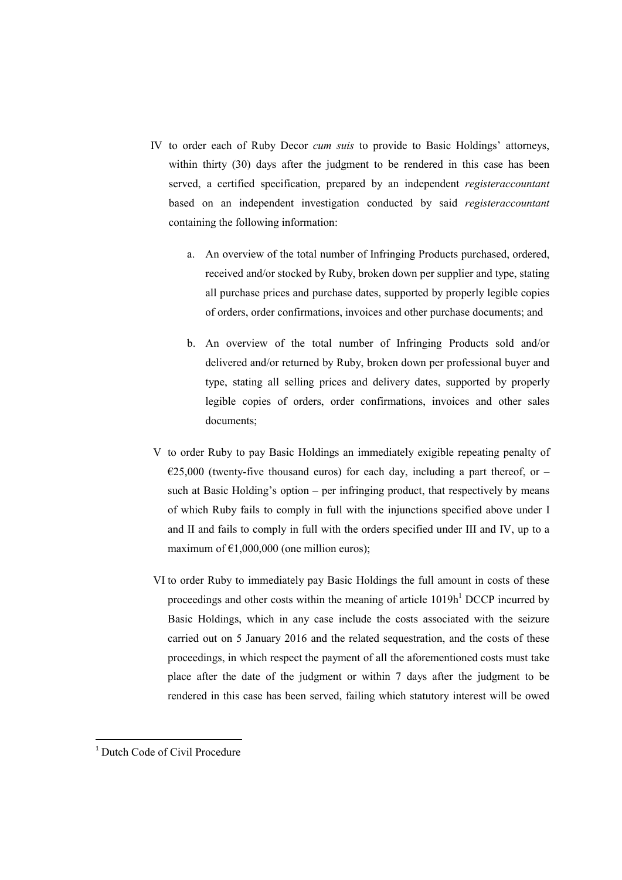IV to order each of Ruby Decor *cum suis* to provide to Basic Holdings' attorneys, within thirty (30) days after the judgment to be rendered in this case has been served, a certified specification, prepared by an independent *registeraccountant* based on an independent investigation conducted by said *registeraccountant* containing the following information:

   a. An overview of the total number of Infringing Products purchased, ordered, received and/or stocked by Ruby, broken down per supplier and type, stating all purchase prices and purchase dates, supported by properly legible copies of orders, order confirmations, invoices and other purchase documents; and

   b. An overview of the total number of Infringing Products sold and/or delivered and/or returned by Ruby, broken down per professional buyer and type, stating all selling prices and delivery dates, supported by properly legible copies of orders, order confirmations, invoices and other sales documents;

V to order Ruby to pay Basic Holdings an immediately exigible repeating penalty of €25,000 (twenty-five thousand euros) for each day, including a part thereof, or – such at Basic Holding's option – per infringing product, that respectively by means of which Ruby fails to comply in full with the injunctions specified above under I and II and fails to comply in full with the orders specified under III and IV, up to a maximum of €1,000,000 (one million euros);

VI to order Ruby to immediately pay Basic Holdings the full amount in costs of these proceedings and other costs within the meaning of article 1019h[1] DCCP incurred by Basic Holdings, which in any case include the costs associated with the seizure carried out on 5 January 2016 and the related sequestration, and the costs of these proceedings, in which respect the payment of all the aforementioned costs must take place after the date of the judgment or within 7 days after the judgment to be rendered in this case has been served, failing which statutory interest will be owed

[1] Dutch Code of Civil Procedure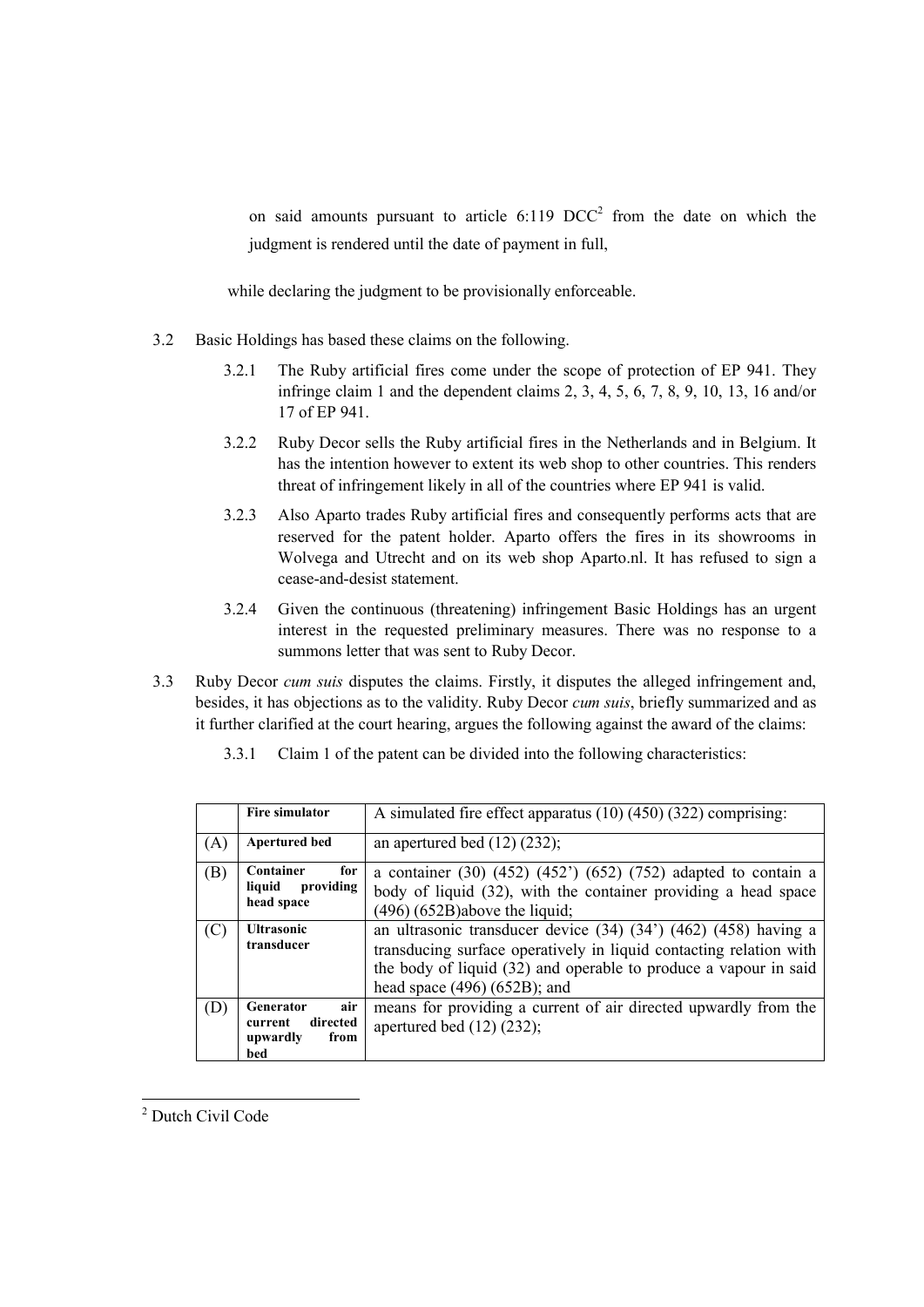on said amounts pursuant to article 6:119 DCC[2] from the date on which the judgment is rendered until the date of payment in full,

while declaring the judgment to be provisionally enforceable.

3.2 Basic Holdings has based these claims on the following.

3.2.1 The Ruby artificial fires come under the scope of protection of EP 941. They infringe claim 1 and the dependent claims 2, 3, 4, 5, 6, 7, 8, 9, 10, 13, 16 and/or 17 of EP 941.

3.2.2 Ruby Decor sells the Ruby artificial fires in the Netherlands and in Belgium. It has the intention however to extent its web shop to other countries. This renders threat of infringement likely in all of the countries where EP 941 is valid.

3.2.3 Also Aparto trades Ruby artificial fires and consequently performs acts that are reserved for the patent holder. Aparto offers the fires in its showrooms in Wolvega and Utrecht and on its web shop Aparto.nl. It has refused to sign a cease-and-desist statement.

3.2.4 Given the continuous (threatening) infringement Basic Holdings has an urgent interest in the requested preliminary measures. There was no response to a summons letter that was sent to Ruby Decor.

3.3 Ruby Decor *cum suis* disputes the claims. Firstly, it disputes the alleged infringement and, besides, it has objections as to the validity. Ruby Decor *cum suis*, briefly summarized and as it further clarified at the court hearing, argues the following against the award of the claims:

3.3.1 Claim 1 of the patent can be divided into the following characteristics:

| | **Fire simulator** | A simulated fire effect apparatus (10) (450) (322) comprising: |
|---|---|---|
| (A) | **Apertured bed** | an apertured bed (12) (232); |
| (B) | **Container for liquid providing head space** | a container (30) (452) (452') (652) (752) adapted to contain a body of liquid (32), with the container providing a head space (496) (652B)above the liquid; |
| (C) | **Ultrasonic transducer** | an ultrasonic transducer device (34) (34') (462) (458) having a transducing surface operatively in liquid contacting relation with the body of liquid (32) and operable to produce a vapour in said head space (496) (652B); and |
| (D) | **Generator air current directed upwardly from bed** | means for providing a current of air directed upwardly from the apertured bed (12) (232); |

[2] Dutch Civil Code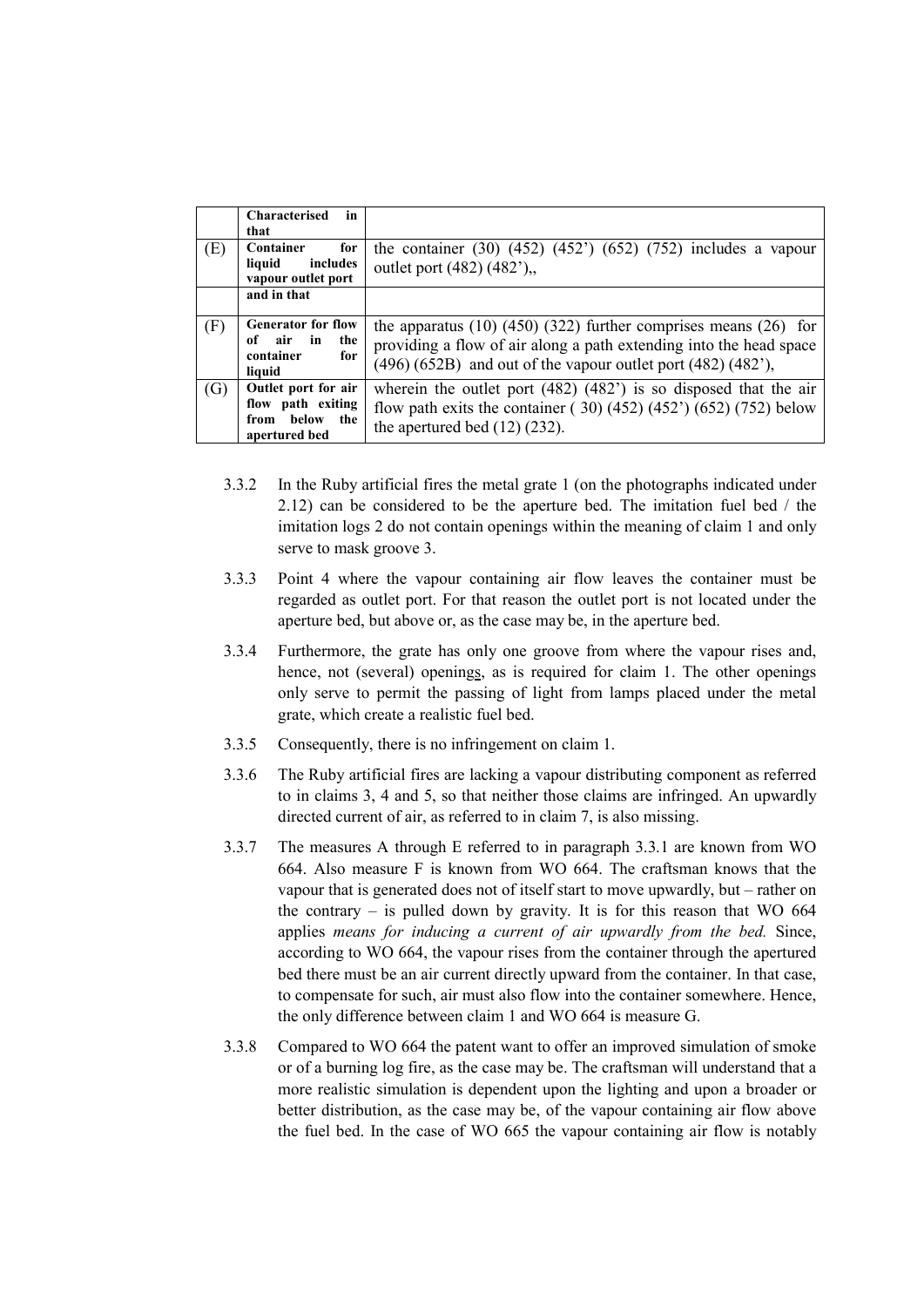| | | |
|---|---|---|
| | **Characterised in that** | |
| (E) | **Container for liquid includes vapour outlet port** | the container (30) (452) (452') (652) (752) includes a vapour outlet port (482) (482'),, |
| | **and in that** | |
| (F) | **Generator for flow of air in the container for liquid** | the apparatus (10) (450) (322) further comprises means (26) for providing a flow of air along a path extending into the head space (496) (652B) and out of the vapour outlet port (482) (482'), |
| (G) | **Outlet port for air flow path exiting from below the apertured bed** | wherein the outlet port (482) (482') is so disposed that the air flow path exits the container ( 30) (452) (452') (652) (752) below the apertured bed (12) (232). |

3.3.2 In the Ruby artificial fires the metal grate 1 (on the photographs indicated under 2.12) can be considered to be the aperture bed. The imitation fuel bed / the imitation logs 2 do not contain openings within the meaning of claim 1 and only serve to mask groove 3.

3.3.3 Point 4 where the vapour containing air flow leaves the container must be regarded as outlet port. For that reason the outlet port is not located under the aperture bed, but above or, as the case may be, in the aperture bed.

3.3.4 Furthermore, the grate has only one groove from where the vapour rises and, hence, not (several) openings, as is required for claim 1. The other openings only serve to permit the passing of light from lamps placed under the metal grate, which create a realistic fuel bed.

3.3.5 Consequently, there is no infringement on claim 1.

3.3.6 The Ruby artificial fires are lacking a vapour distributing component as referred to in claims 3, 4 and 5, so that neither those claims are infringed. An upwardly directed current of air, as referred to in claim 7, is also missing.

3.3.7 The measures A through E referred to in paragraph 3.3.1 are known from WO 664. Also measure F is known from WO 664. The craftsman knows that the vapour that is generated does not of itself start to move upwardly, but – rather on the contrary – is pulled down by gravity. It is for this reason that WO 664 applies *means for inducing a current of air upwardly from the bed.* Since, according to WO 664, the vapour rises from the container through the apertured bed there must be an air current directly upward from the container. In that case, to compensate for such, air must also flow into the container somewhere. Hence, the only difference between claim 1 and WO 664 is measure G.

3.3.8 Compared to WO 664 the patent want to offer an improved simulation of smoke or of a burning log fire, as the case may be. The craftsman will understand that a more realistic simulation is dependent upon the lighting and upon a broader or better distribution, as the case may be, of the vapour containing air flow above the fuel bed. In the case of WO 665 the vapour containing air flow is notably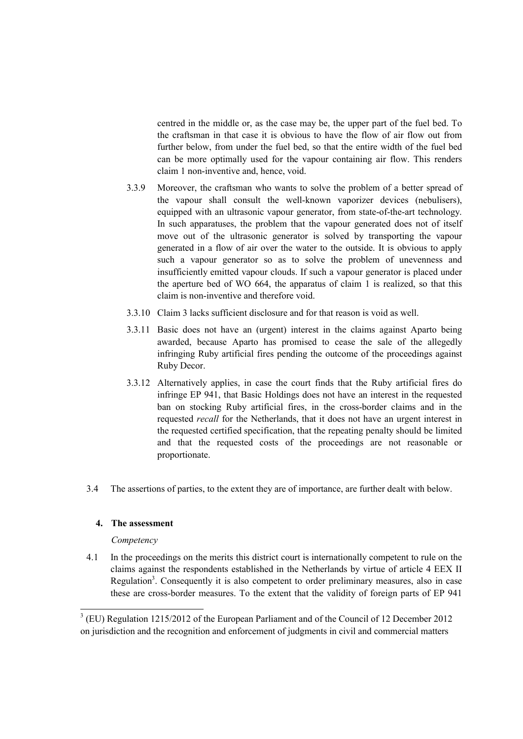centred in the middle or, as the case may be, the upper part of the fuel bed. To the craftsman in that case it is obvious to have the flow of air flow out from further below, from under the fuel bed, so that the entire width of the fuel bed can be more optimally used for the vapour containing air flow. This renders claim 1 non-inventive and, hence, void.

3.3.9 Moreover, the craftsman who wants to solve the problem of a better spread of the vapour shall consult the well-known vaporizer devices (nebulisers), equipped with an ultrasonic vapour generator, from state-of-the-art technology. In such apparatuses, the problem that the vapour generated does not of itself move out of the ultrasonic generator is solved by transporting the vapour generated in a flow of air over the water to the outside. It is obvious to apply such a vapour generator so as to solve the problem of unevenness and insufficiently emitted vapour clouds. If such a vapour generator is placed under the aperture bed of WO 664, the apparatus of claim 1 is realized, so that this claim is non-inventive and therefore void.

3.3.10 Claim 3 lacks sufficient disclosure and for that reason is void as well.

3.3.11 Basic does not have an (urgent) interest in the claims against Aparto being awarded, because Aparto has promised to cease the sale of the allegedly infringing Ruby artificial fires pending the outcome of the proceedings against Ruby Decor.

3.3.12 Alternatively applies, in case the court finds that the Ruby artificial fires do infringe EP 941, that Basic Holdings does not have an interest in the requested ban on stocking Ruby artificial fires, in the cross-border claims and in the requested *recall* for the Netherlands, that it does not have an urgent interest in the requested certified specification, that the repeating penalty should be limited and that the requested costs of the proceedings are not reasonable or proportionate.

3.4 The assertions of parties, to the extent they are of importance, are further dealt with below.

## 4. The assessment

*Competency*

4.1 In the proceedings on the merits this district court is internationally competent to rule on the claims against the respondents established in the Netherlands by virtue of article 4 EEX II Regulation[3]. Consequently it is also competent to order preliminary measures, also in case these are cross-border measures. To the extent that the validity of foreign parts of EP 941

---

[3] (EU) Regulation 1215/2012 of the European Parliament and of the Council of 12 December 2012 on jurisdiction and the recognition and enforcement of judgments in civil and commercial matters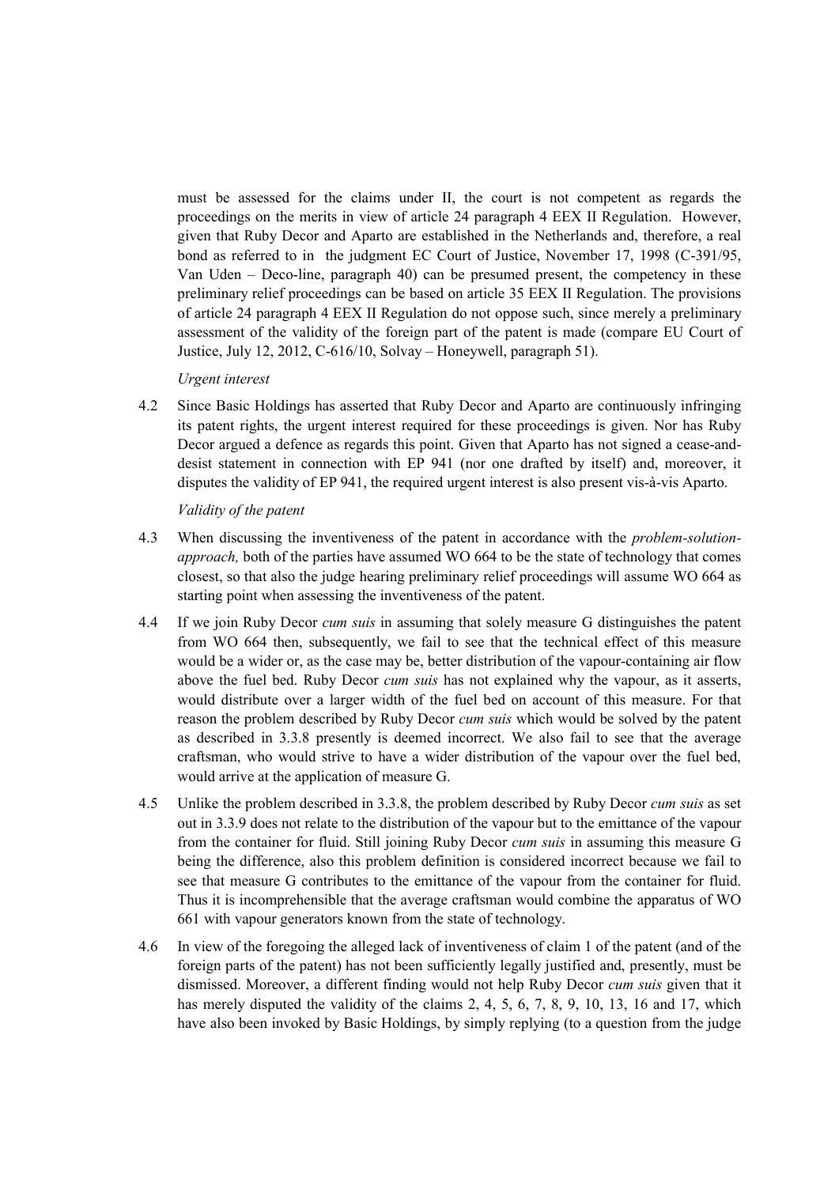must be assessed for the claims under II, the court is not competent as regards the proceedings on the merits in view of article 24 paragraph 4 EEX II Regulation. However, given that Ruby Decor and Aparto are established in the Netherlands and, therefore, a real bond as referred to in the judgment EC Court of Justice, November 17, 1998 (C-391/95, Van Uden – Deco-line, paragraph 40) can be presumed present, the competency in these preliminary relief proceedings can be based on article 35 EEX II Regulation. The provisions of article 24 paragraph 4 EEX II Regulation do not oppose such, since merely a preliminary assessment of the validity of the foreign part of the patent is made (compare EU Court of Justice, July 12, 2012, C-616/10, Solvay – Honeywell, paragraph 51).

*Urgent interest*

4.2 Since Basic Holdings has asserted that Ruby Decor and Aparto are continuously infringing its patent rights, the urgent interest required for these proceedings is given. Nor has Ruby Decor argued a defence as regards this point. Given that Aparto has not signed a cease-and-desist statement in connection with EP 941 (nor one drafted by itself) and, moreover, it disputes the validity of EP 941, the required urgent interest is also present vis-à-vis Aparto.

*Validity of the patent*

4.3 When discussing the inventiveness of the patent in accordance with the *problem-solution-approach,* both of the parties have assumed WO 664 to be the state of technology that comes closest, so that also the judge hearing preliminary relief proceedings will assume WO 664 as starting point when assessing the inventiveness of the patent.

4.4 If we join Ruby Decor *cum suis* in assuming that solely measure G distinguishes the patent from WO 664 then, subsequently, we fail to see that the technical effect of this measure would be a wider or, as the case may be, better distribution of the vapour-containing air flow above the fuel bed. Ruby Decor *cum suis* has not explained why the vapour, as it asserts, would distribute over a larger width of the fuel bed on account of this measure. For that reason the problem described by Ruby Decor *cum suis* which would be solved by the patent as described in 3.3.8 presently is deemed incorrect. We also fail to see that the average craftsman, who would strive to have a wider distribution of the vapour over the fuel bed, would arrive at the application of measure G.

4.5 Unlike the problem described in 3.3.8, the problem described by Ruby Decor *cum suis* as set out in 3.3.9 does not relate to the distribution of the vapour but to the emittance of the vapour from the container for fluid. Still joining Ruby Decor *cum suis* in assuming this measure G being the difference, also this problem definition is considered incorrect because we fail to see that measure G contributes to the emittance of the vapour from the container for fluid. Thus it is incomprehensible that the average craftsman would combine the apparatus of WO 661 with vapour generators known from the state of technology.

4.6 In view of the foregoing the alleged lack of inventiveness of claim 1 of the patent (and of the foreign parts of the patent) has not been sufficiently legally justified and, presently, must be dismissed. Moreover, a different finding would not help Ruby Decor *cum suis* given that it has merely disputed the validity of the claims 2, 4, 5, 6, 7, 8, 9, 10, 13, 16 and 17, which have also been invoked by Basic Holdings, by simply replying (to a question from the judge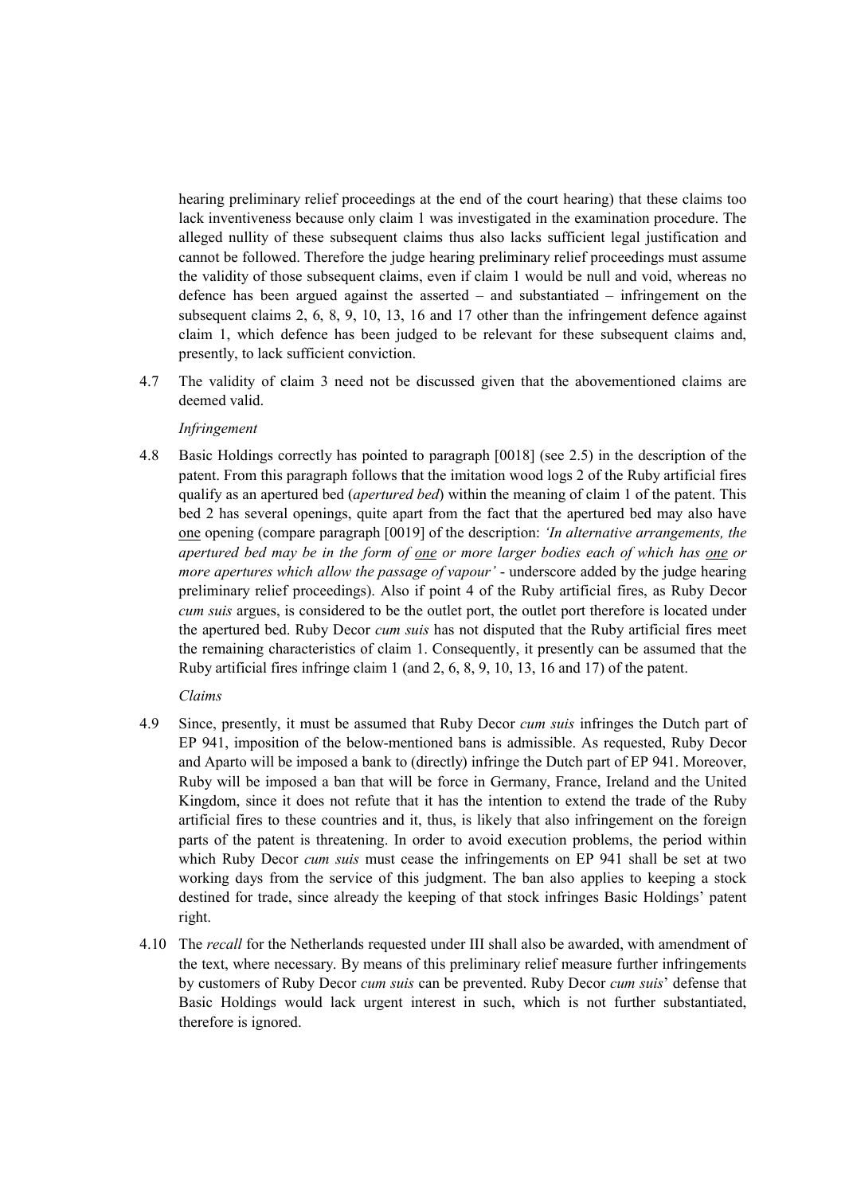hearing preliminary relief proceedings at the end of the court hearing) that these claims too lack inventiveness because only claim 1 was investigated in the examination procedure. The alleged nullity of these subsequent claims thus also lacks sufficient legal justification and cannot be followed. Therefore the judge hearing preliminary relief proceedings must assume the validity of those subsequent claims, even if claim 1 would be null and void, whereas no defence has been argued against the asserted – and substantiated – infringement on the subsequent claims 2, 6, 8, 9, 10, 13, 16 and 17 other than the infringement defence against claim 1, which defence has been judged to be relevant for these subsequent claims and, presently, to lack sufficient conviction.

4.7 The validity of claim 3 need not be discussed given that the abovementioned claims are deemed valid.

*Infringement*

4.8 Basic Holdings correctly has pointed to paragraph [0018] (see 2.5) in the description of the patent. From this paragraph follows that the imitation wood logs 2 of the Ruby artificial fires qualify as an apertured bed (*apertured bed*) within the meaning of claim 1 of the patent. This bed 2 has several openings, quite apart from the fact that the apertured bed may also have one opening (compare paragraph [0019] of the description: *'In alternative arrangements, the apertured bed may be in the form of one or more larger bodies each of which has one or more apertures which allow the passage of vapour'* - underscore added by the judge hearing preliminary relief proceedings). Also if point 4 of the Ruby artificial fires, as Ruby Decor *cum suis* argues, is considered to be the outlet port, the outlet port therefore is located under the apertured bed. Ruby Decor *cum suis* has not disputed that the Ruby artificial fires meet the remaining characteristics of claim 1. Consequently, it presently can be assumed that the Ruby artificial fires infringe claim 1 (and 2, 6, 8, 9, 10, 13, 16 and 17) of the patent.

*Claims*

4.9 Since, presently, it must be assumed that Ruby Decor *cum suis* infringes the Dutch part of EP 941, imposition of the below-mentioned bans is admissible. As requested, Ruby Decor and Aparto will be imposed a bank to (directly) infringe the Dutch part of EP 941. Moreover, Ruby will be imposed a ban that will be force in Germany, France, Ireland and the United Kingdom, since it does not refute that it has the intention to extend the trade of the Ruby artificial fires to these countries and it, thus, is likely that also infringement on the foreign parts of the patent is threatening. In order to avoid execution problems, the period within which Ruby Decor *cum suis* must cease the infringements on EP 941 shall be set at two working days from the service of this judgment. The ban also applies to keeping a stock destined for trade, since already the keeping of that stock infringes Basic Holdings' patent right.

4.10 The *recall* for the Netherlands requested under III shall also be awarded, with amendment of the text, where necessary. By means of this preliminary relief measure further infringements by customers of Ruby Decor *cum suis* can be prevented. Ruby Decor *cum suis*' defense that Basic Holdings would lack urgent interest in such, which is not further substantiated, therefore is ignored.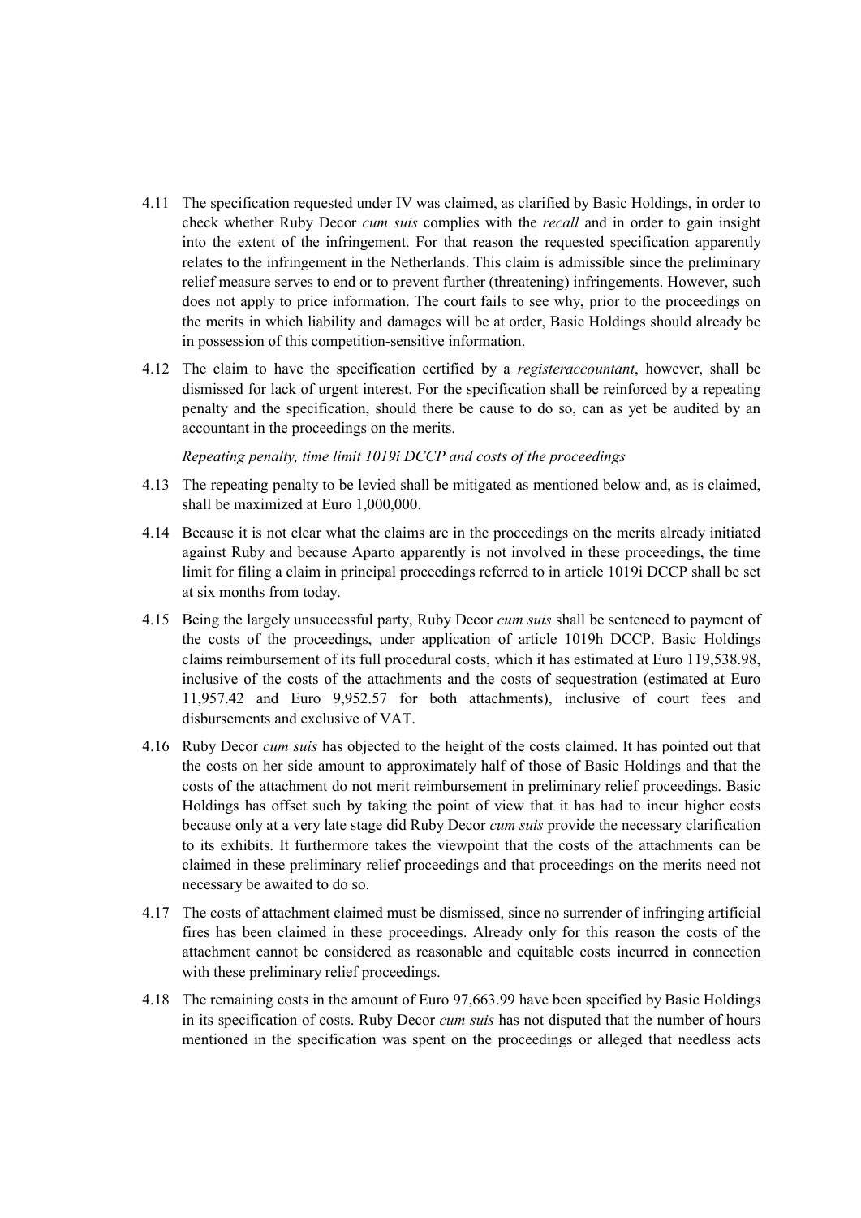4.11 The specification requested under IV was claimed, as clarified by Basic Holdings, in order to check whether Ruby Decor *cum suis* complies with the *recall* and in order to gain insight into the extent of the infringement. For that reason the requested specification apparently relates to the infringement in the Netherlands. This claim is admissible since the preliminary relief measure serves to end or to prevent further (threatening) infringements. However, such does not apply to price information. The court fails to see why, prior to the proceedings on the merits in which liability and damages will be at order, Basic Holdings should already be in possession of this competition-sensitive information.

4.12 The claim to have the specification certified by a *registeraccountant*, however, shall be dismissed for lack of urgent interest. For the specification shall be reinforced by a repeating penalty and the specification, should there be cause to do so, can as yet be audited by an accountant in the proceedings on the merits.

*Repeating penalty, time limit 1019i DCCP and costs of the proceedings*

4.13 The repeating penalty to be levied shall be mitigated as mentioned below and, as is claimed, shall be maximized at Euro 1,000,000.

4.14 Because it is not clear what the claims are in the proceedings on the merits already initiated against Ruby and because Aparto apparently is not involved in these proceedings, the time limit for filing a claim in principal proceedings referred to in article 1019i DCCP shall be set at six months from today.

4.15 Being the largely unsuccessful party, Ruby Decor *cum suis* shall be sentenced to payment of the costs of the proceedings, under application of article 1019h DCCP. Basic Holdings claims reimbursement of its full procedural costs, which it has estimated at Euro 119,538.98, inclusive of the costs of the attachments and the costs of sequestration (estimated at Euro 11,957.42 and Euro 9,952.57 for both attachments), inclusive of court fees and disbursements and exclusive of VAT.

4.16 Ruby Decor *cum suis* has objected to the height of the costs claimed. It has pointed out that the costs on her side amount to approximately half of those of Basic Holdings and that the costs of the attachment do not merit reimbursement in preliminary relief proceedings. Basic Holdings has offset such by taking the point of view that it has had to incur higher costs because only at a very late stage did Ruby Decor *cum suis* provide the necessary clarification to its exhibits. It furthermore takes the viewpoint that the costs of the attachments can be claimed in these preliminary relief proceedings and that proceedings on the merits need not necessary be awaited to do so.

4.17 The costs of attachment claimed must be dismissed, since no surrender of infringing artificial fires has been claimed in these proceedings. Already only for this reason the costs of the attachment cannot be considered as reasonable and equitable costs incurred in connection with these preliminary relief proceedings.

4.18 The remaining costs in the amount of Euro 97,663.99 have been specified by Basic Holdings in its specification of costs. Ruby Decor *cum suis* has not disputed that the number of hours mentioned in the specification was spent on the proceedings or alleged that needless acts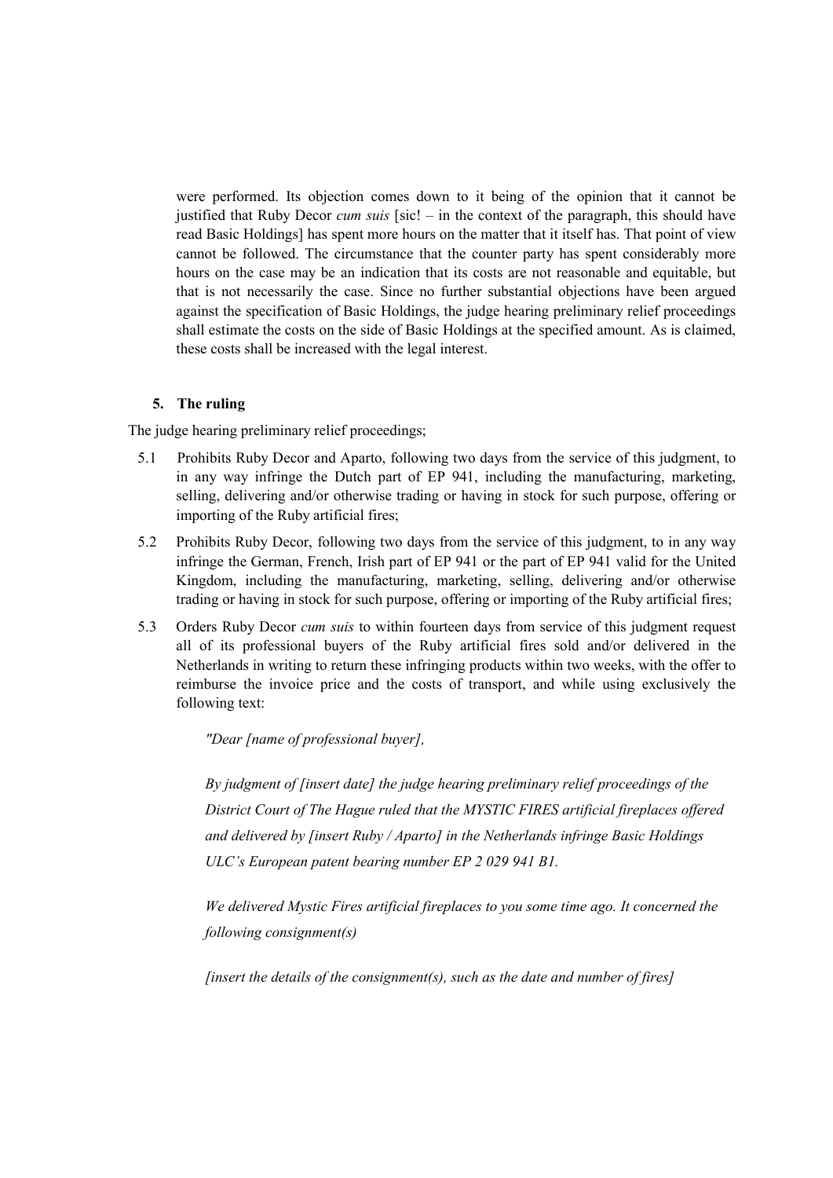were performed. Its objection comes down to it being of the opinion that it cannot be justified that Ruby Decor *cum suis* [sic! – in the context of the paragraph, this should have read Basic Holdings] has spent more hours on the matter that it itself has. That point of view cannot be followed. The circumstance that the counter party has spent considerably more hours on the case may be an indication that its costs are not reasonable and equitable, but that is not necessarily the case. Since no further substantial objections have been argued against the specification of Basic Holdings, the judge hearing preliminary relief proceedings shall estimate the costs on the side of Basic Holdings at the specified amount. As is claimed, these costs shall be increased with the legal interest.

## 5. The ruling

The judge hearing preliminary relief proceedings;

5.1 Prohibits Ruby Decor and Aparto, following two days from the service of this judgment, to in any way infringe the Dutch part of EP 941, including the manufacturing, marketing, selling, delivering and/or otherwise trading or having in stock for such purpose, offering or importing of the Ruby artificial fires;

5.2 Prohibits Ruby Decor, following two days from the service of this judgment, to in any way infringe the German, French, Irish part of EP 941 or the part of EP 941 valid for the United Kingdom, including the manufacturing, marketing, selling, delivering and/or otherwise trading or having in stock for such purpose, offering or importing of the Ruby artificial fires;

5.3 Orders Ruby Decor *cum suis* to within fourteen days from service of this judgment request all of its professional buyers of the Ruby artificial fires sold and/or delivered in the Netherlands in writing to return these infringing products within two weeks, with the offer to reimburse the invoice price and the costs of transport, and while using exclusively the following text:

> *"Dear [name of professional buyer],*
>
> *By judgment of [insert date] the judge hearing preliminary relief proceedings of the District Court of The Hague ruled that the MYSTIC FIRES artificial fireplaces offered and delivered by [insert Ruby / Aparto] in the Netherlands infringe Basic Holdings ULC's European patent bearing number EP 2 029 941 B1.*
>
> *We delivered Mystic Fires artificial fireplaces to you some time ago. It concerned the following consignment(s)*
>
> *[insert the details of the consignment(s), such as the date and number of fires]*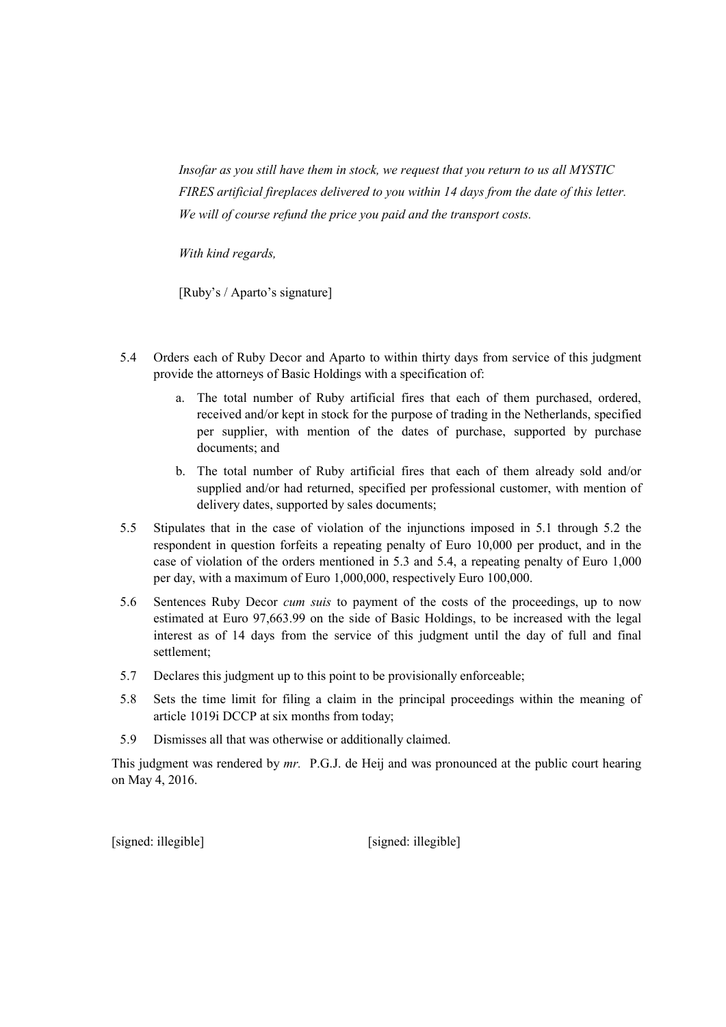*Insofar as you still have them in stock, we request that you return to us all MYSTIC FIRES artificial fireplaces delivered to you within 14 days from the date of this letter. We will of course refund the price you paid and the transport costs.*

*With kind regards,*

[Ruby's / Aparto's signature]

5.4 Orders each of Ruby Decor and Aparto to within thirty days from service of this judgment provide the attorneys of Basic Holdings with a specification of:

   a. The total number of Ruby artificial fires that each of them purchased, ordered, received and/or kept in stock for the purpose of trading in the Netherlands, specified per supplier, with mention of the dates of purchase, supported by purchase documents; and

   b. The total number of Ruby artificial fires that each of them already sold and/or supplied and/or had returned, specified per professional customer, with mention of delivery dates, supported by sales documents;

5.5 Stipulates that in the case of violation of the injunctions imposed in 5.1 through 5.2 the respondent in question forfeits a repeating penalty of Euro 10,000 per product, and in the case of violation of the orders mentioned in 5.3 and 5.4, a repeating penalty of Euro 1,000 per day, with a maximum of Euro 1,000,000, respectively Euro 100,000.

5.6 Sentences Ruby Decor *cum suis* to payment of the costs of the proceedings, up to now estimated at Euro 97,663.99 on the side of Basic Holdings, to be increased with the legal interest as of 14 days from the service of this judgment until the day of full and final settlement;

5.7 Declares this judgment up to this point to be provisionally enforceable;

5.8 Sets the time limit for filing a claim in the principal proceedings within the meaning of article 1019i DCCP at six months from today;

5.9 Dismisses all that was otherwise or additionally claimed.

This judgment was rendered by *mr.* P.G.J. de Heij and was pronounced at the public court hearing on May 4, 2016.

[signed: illegible] [signed: illegible]